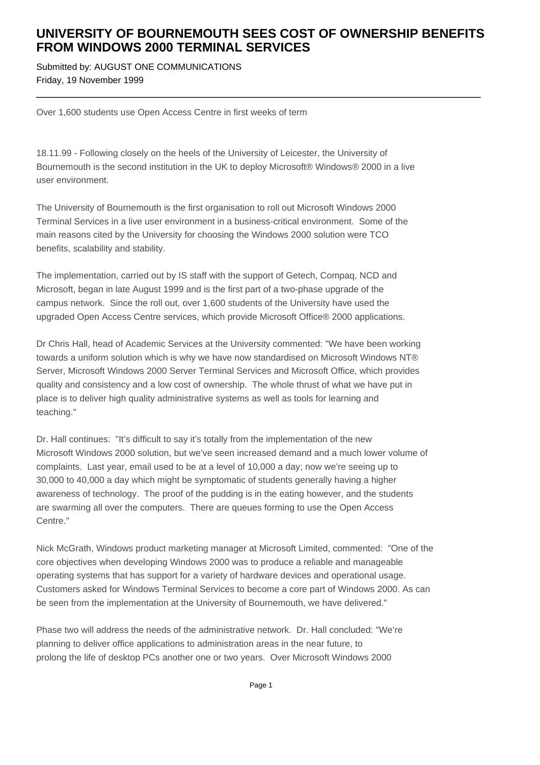# UNIVERSITY OF BOURNEMOUTH SEES COST OF OWNERSHIP BENEFITS FROM WINDOWS 2000 TERMINAL SERVICES

Submitted by: AUGUST ONE COMMUNICATIONS
Friday, 19 November 1999

---

Over 1,600 students use Open Access Centre in first weeks of term

18.11.99 - Following closely on the heels of the University of Leicester, the University of Bournemouth is the second institution in the UK to deploy Microsoft® Windows® 2000 in a live user environment.

The University of Bournemouth is the first organisation to roll out Microsoft Windows 2000 Terminal Services in a live user environment in a business-critical environment. Some of the main reasons cited by the University for choosing the Windows 2000 solution were TCO benefits, scalability and stability.

The implementation, carried out by IS staff with the support of Getech, Compaq, NCD and Microsoft, began in late August 1999 and is the first part of a two-phase upgrade of the campus network. Since the roll out, over 1,600 students of the University have used the upgraded Open Access Centre services, which provide Microsoft Office® 2000 applications.

Dr Chris Hall, head of Academic Services at the University commented: "We have been working towards a uniform solution which is why we have now standardised on Microsoft Windows NT® Server, Microsoft Windows 2000 Server Terminal Services and Microsoft Office, which provides quality and consistency and a low cost of ownership. The whole thrust of what we have put in place is to deliver high quality administrative systems as well as tools for learning and teaching."

Dr. Hall continues: "It's difficult to say it's totally from the implementation of the new Microsoft Windows 2000 solution, but we've seen increased demand and a much lower volume of complaints. Last year, email used to be at a level of 10,000 a day; now we're seeing up to 30,000 to 40,000 a day which might be symptomatic of students generally having a higher awareness of technology. The proof of the pudding is in the eating however, and the students are swarming all over the computers. There are queues forming to use the Open Access Centre."

Nick McGrath, Windows product marketing manager at Microsoft Limited, commented: "One of the core objectives when developing Windows 2000 was to produce a reliable and manageable operating systems that has support for a variety of hardware devices and operational usage. Customers asked for Windows Terminal Services to become a core part of Windows 2000. As can be seen from the implementation at the University of Bournemouth, we have delivered."

Phase two will address the needs of the administrative network. Dr. Hall concluded: "We're planning to deliver office applications to administration areas in the near future, to prolong the life of desktop PCs another one or two years. Over Microsoft Windows 2000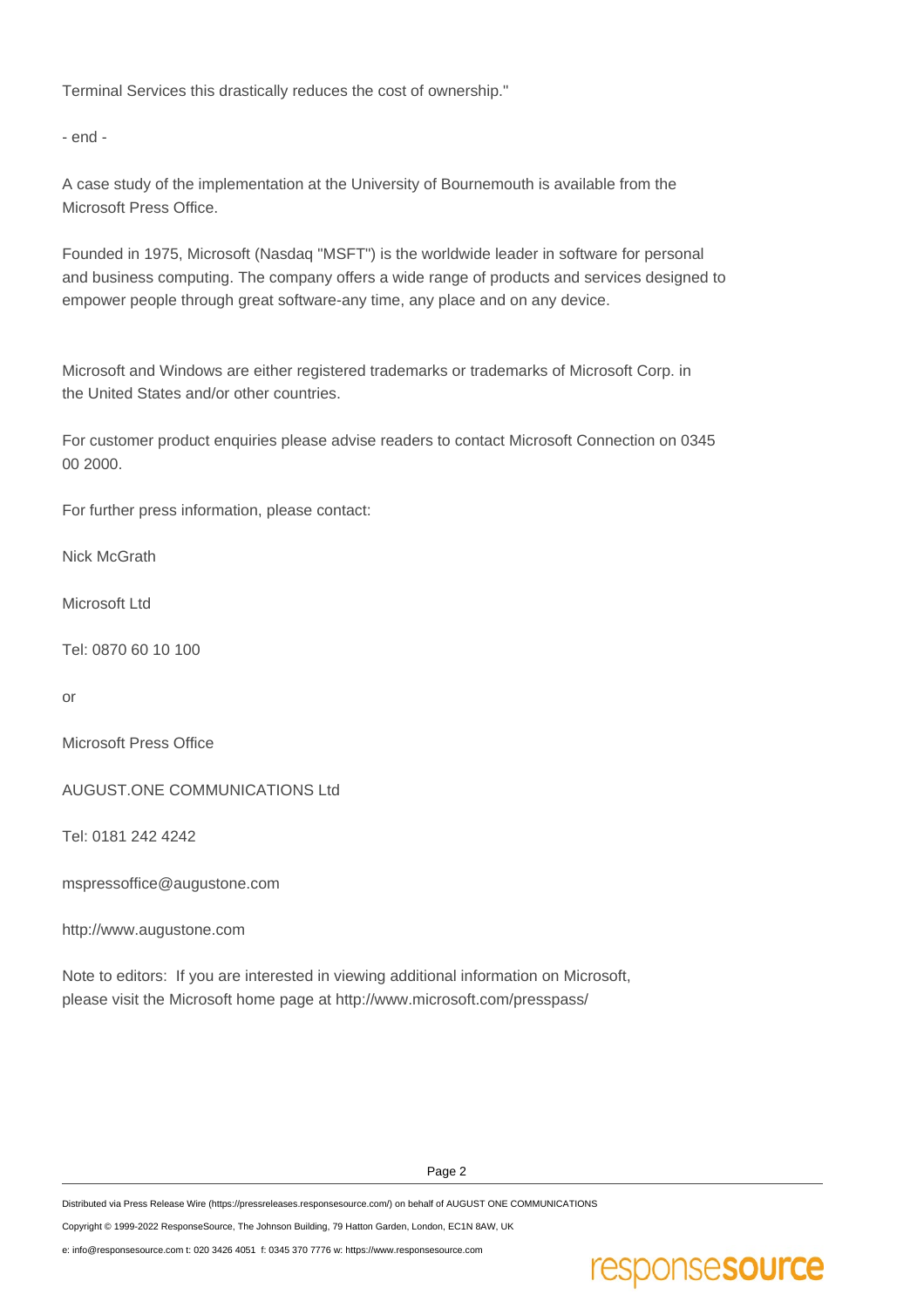Terminal Services this drastically reduces the cost of ownership."

- end -

A case study of the implementation at the University of Bournemouth is available from the Microsoft Press Office.

Founded in 1975, Microsoft (Nasdaq "MSFT") is the worldwide leader in software for personal and business computing. The company offers a wide range of products and services designed to empower people through great software-any time, any place and on any device.

Microsoft and Windows are either registered trademarks or trademarks of Microsoft Corp. in the United States and/or other countries.

For customer product enquiries please advise readers to contact Microsoft Connection on 0345 00 2000.

For further press information, please contact:

Nick McGrath

Microsoft Ltd

Tel: 0870 60 10 100

or

Microsoft Press Office

AUGUST.ONE COMMUNICATIONS Ltd

Tel: 0181 242 4242

mspressoffice@augustone.com

http://www.augustone.com

Note to editors: If you are interested in viewing additional information on Microsoft, please visit the Microsoft home page at http://www.microsoft.com/presspass/